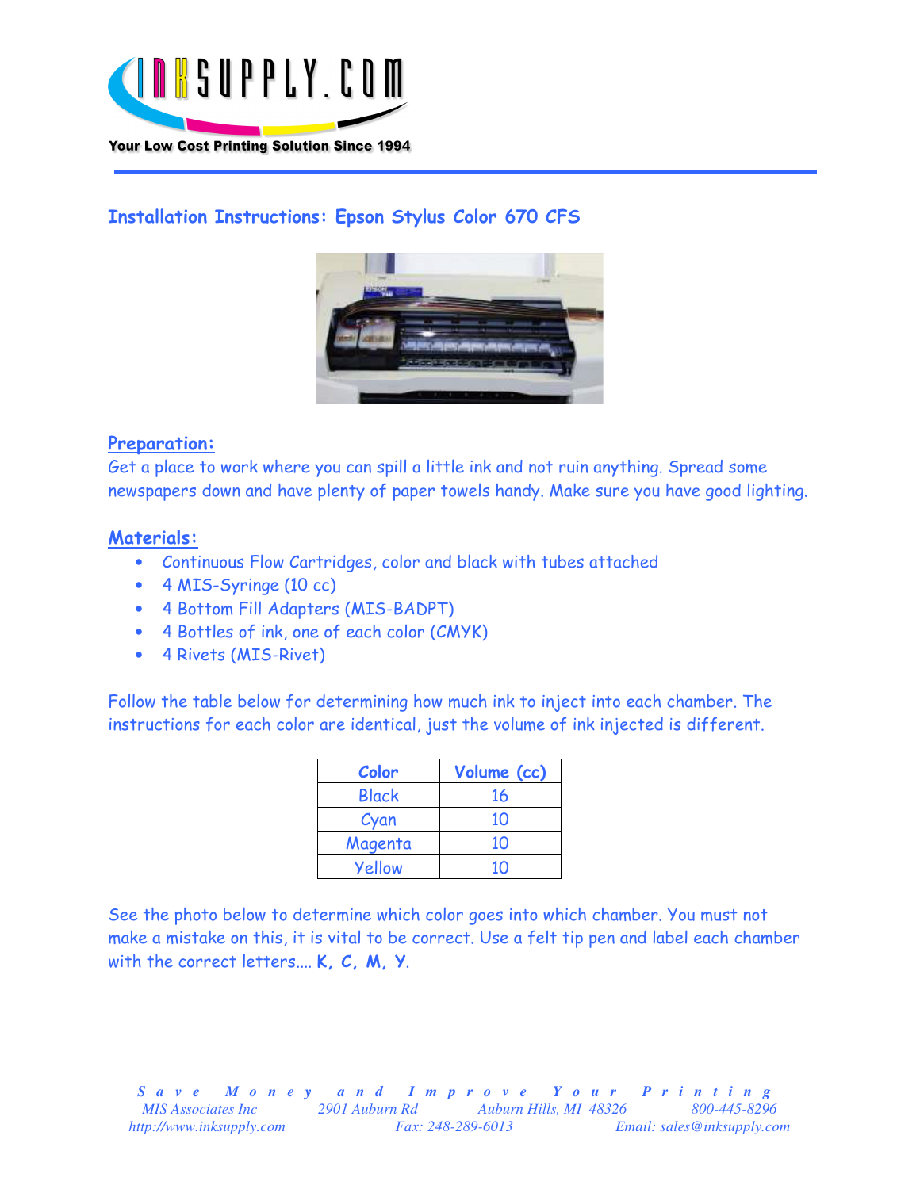Your Low Cost Printing Solution Since 1994

## Installation Instructions: Epson Stylus Color 670 CFS

### Preparation:

Get a place to work where you can spill a little ink and not ruin anything. Spread some newspapers down and have plenty of paper towels handy. Make sure you have good lighting.

### Materials:

- Continuous Flow Cartridges, color and black with tubes attached
- 4 MIS-Syringe (10 cc)
- 4 Bottom Fill Adapters (MIS-BADPT)
- 4 Bottles of ink, one of each color (CMYK)
- 4 Rivets (MIS-Rivet)

Follow the table below for determining how much ink to inject into each chamber. The instructions for each color are identical, just the volume of ink injected is different.

| Color | Volume (cc) |
|---|---|
| Black | 16 |
| Cyan | 10 |
| Magenta | 10 |
| Yellow | 10 |

See the photo below to determine which color goes into which chamber. You must not make a mistake on this, it is vital to be correct. Use a felt tip pen and label each chamber with the correct letters.... **K, C, M, Y**.

*Save Money and Improve Your Printing*
*MIS Associates Inc 2901 Auburn Rd Auburn Hills, MI 48326 800-445-8296*
*http://www.inksupply.com Fax: 248-289-6013 Email: sales@inksupply.com*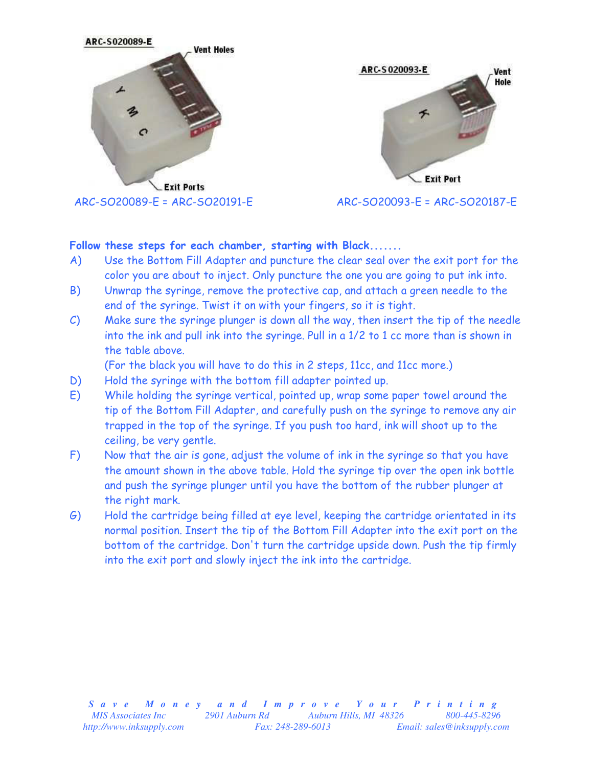ARC-SO20089-E = ARC-SO20191-E

ARC-SO20093-E = ARC-SO20187-E

**Follow these steps for each chamber, starting with Black.......**

A) Use the Bottom Fill Adapter and puncture the clear seal over the exit port for the color you are about to inject. Only puncture the one you are going to put ink into.

B) Unwrap the syringe, remove the protective cap, and attach a green needle to the end of the syringe. Twist it on with your fingers, so it is tight.

C) Make sure the syringe plunger is down all the way, then insert the tip of the needle into the ink and pull ink into the syringe. Pull in a 1/2 to 1 cc more than is shown in the table above.
(For the black you will have to do this in 2 steps, 11cc, and 11cc more.)

D) Hold the syringe with the bottom fill adapter pointed up.

E) While holding the syringe vertical, pointed up, wrap some paper towel around the tip of the Bottom Fill Adapter, and carefully push on the syringe to remove any air trapped in the top of the syringe. If you push too hard, ink will shoot up to the ceiling, be very gentle.

F) Now that the air is gone, adjust the volume of ink in the syringe so that you have the amount shown in the above table. Hold the syringe tip over the open ink bottle and push the syringe plunger until you have the bottom of the rubber plunger at the right mark.

G) Hold the cartridge being filled at eye level, keeping the cartridge orientated in its normal position. Insert the tip of the Bottom Fill Adapter into the exit port on the bottom of the cartridge. Don't turn the cartridge upside down. Push the tip firmly into the exit port and slowly inject the ink into the cartridge.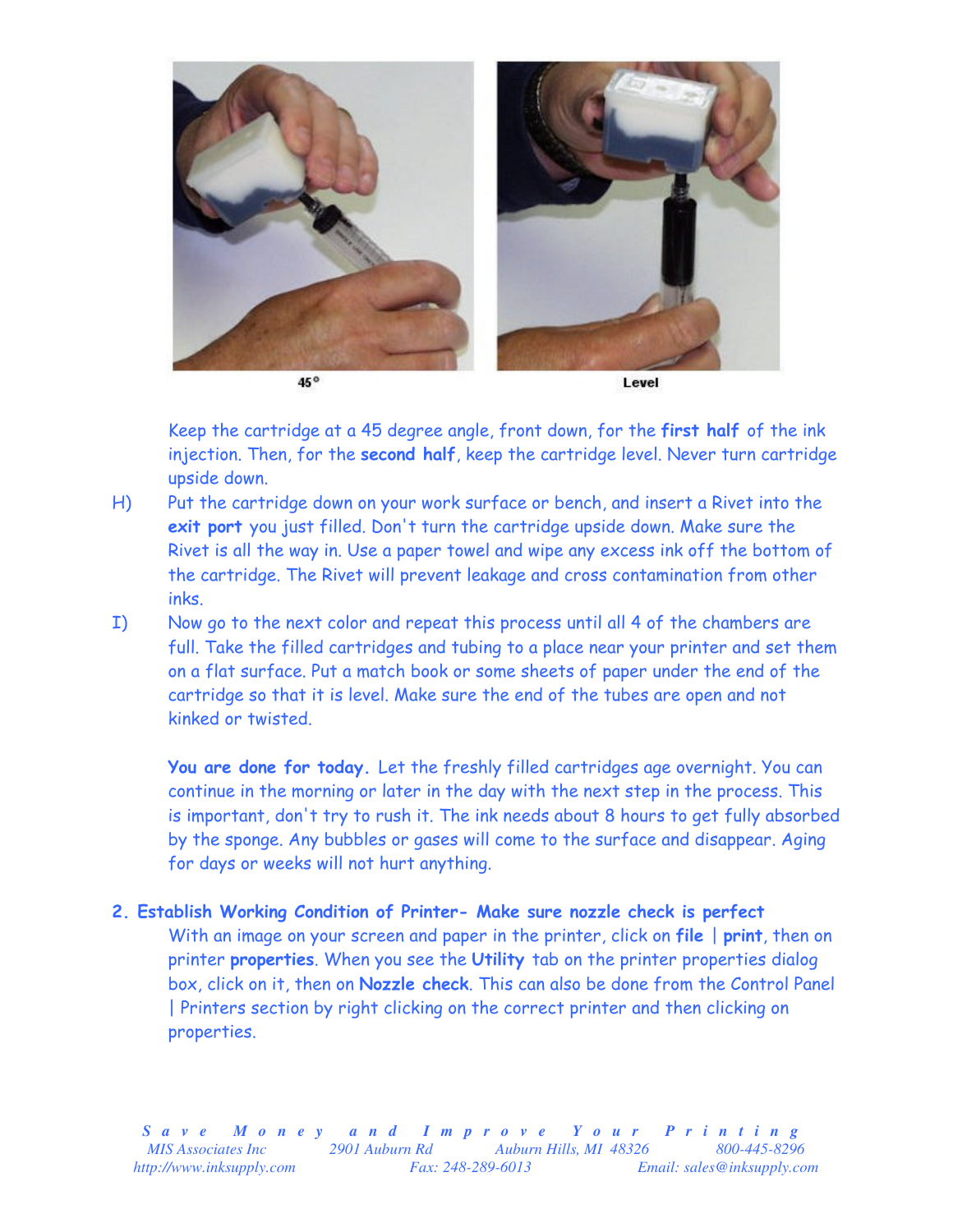45°

Level

Keep the cartridge at a 45 degree angle, front down, for the **first half** of the ink injection. Then, for the **second half**, keep the cartridge level. Never turn cartridge upside down.

H) Put the cartridge down on your work surface or bench, and insert a Rivet into the **exit port** you just filled. Don't turn the cartridge upside down. Make sure the Rivet is all the way in. Use a paper towel and wipe any excess ink off the bottom of the cartridge. The Rivet will prevent leakage and cross contamination from other inks.

I) Now go to the next color and repeat this process until all 4 of the chambers are full. Take the filled cartridges and tubing to a place near your printer and set them on a flat surface. Put a match book or some sheets of paper under the end of the cartridge so that it is level. Make sure the end of the tubes are open and not kinked or twisted.

**You are done for today.** Let the freshly filled cartridges age overnight. You can continue in the morning or later in the day with the next step in the process. This is important, don't try to rush it. The ink needs about 8 hours to get fully absorbed by the sponge. Any bubbles or gases will come to the surface and disappear. Aging for days or weeks will not hurt anything.

## 2. Establish Working Condition of Printer- Make sure nozzle check is perfect

With an image on your screen and paper in the printer, click on **file** | **print**, then on printer **properties**. When you see the **Utility** tab on the printer properties dialog box, click on it, then on **Nozzle check**. This can also be done from the Control Panel | Printers section by right clicking on the correct printer and then clicking on properties.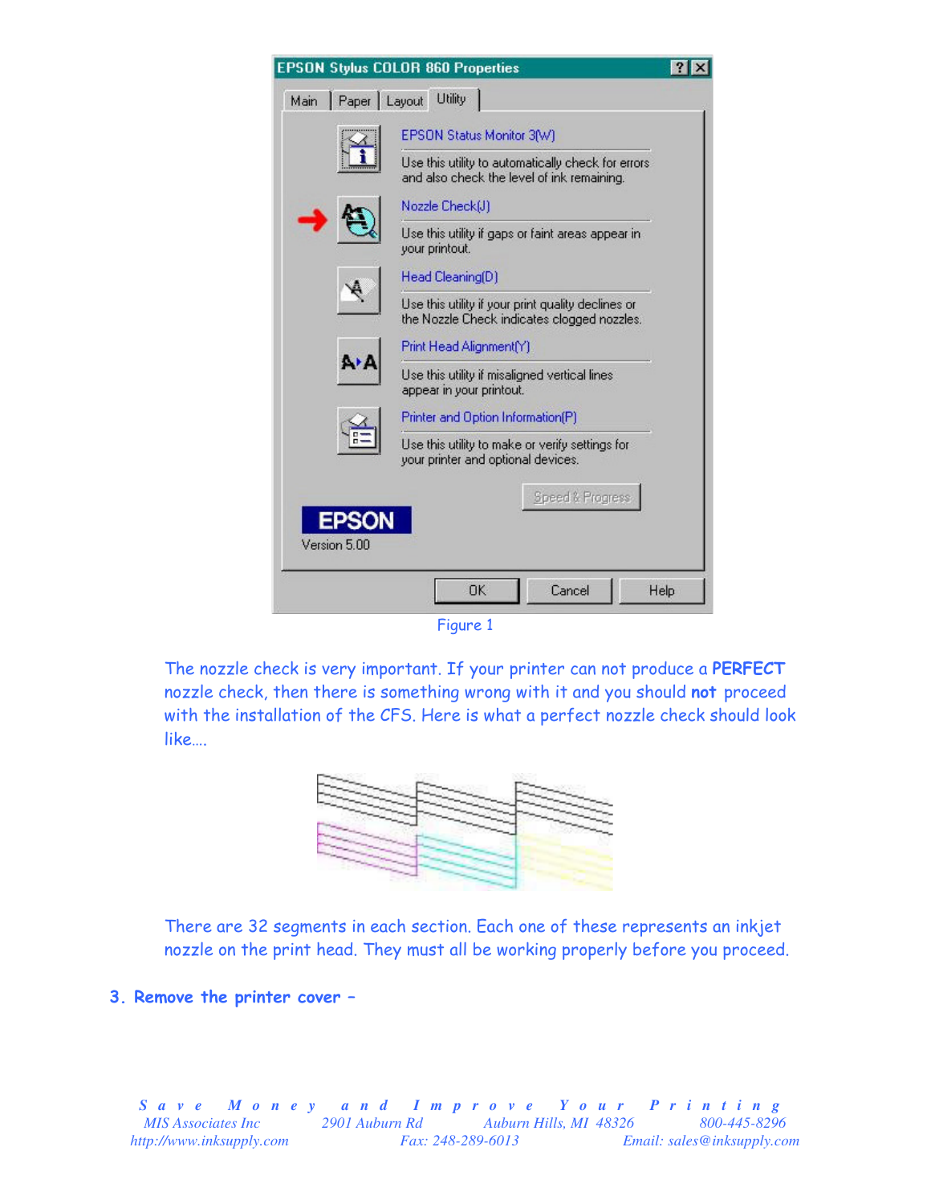Figure 1

The nozzle check is very important. If your printer can not produce a **PERFECT** nozzle check, then there is something wrong with it and you should **not** proceed with the installation of the CFS. Here is what a perfect nozzle check should look like….

There are 32 segments in each section. Each one of these represents an inkjet nozzle on the print head. They must all be working properly before you proceed.

## 3. Remove the printer cover –

*Save Money and Improve Your Printing*
*MIS Associates Inc 2901 Auburn Rd Auburn Hills, MI 48326 800-445-8296*
*http://www.inksupply.com Fax: 248-289-6013 Email: sales@inksupply.com*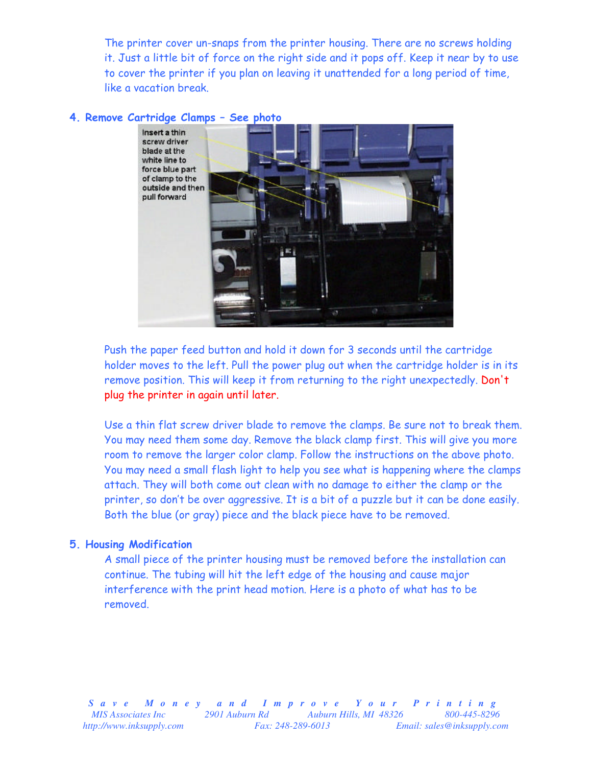The printer cover un-snaps from the printer housing. There are no screws holding it. Just a little bit of force on the right side and it pops off. Keep it near by to use to cover the printer if you plan on leaving it unattended for a long period of time, like a vacation break.

### 4. Remove Cartridge Clamps – See photo

Insert a thin screw driver blade at the white line to force blue part of clamp to the outside and then pull forward

Push the paper feed button and hold it down for 3 seconds until the cartridge holder moves to the left. Pull the power plug out when the cartridge holder is in its remove position. This will keep it from returning to the right unexpectedly. Don't plug the printer in again until later.

Use a thin flat screw driver blade to remove the clamps. Be sure not to break them. You may need them some day. Remove the black clamp first. This will give you more room to remove the larger color clamp. Follow the instructions on the above photo. You may need a small flash light to help you see what is happening where the clamps attach. They will both come out clean with no damage to either the clamp or the printer, so don't be over aggressive. It is a bit of a puzzle but it can be done easily. Both the blue (or gray) piece and the black piece have to be removed.

### 5. Housing Modification

A small piece of the printer housing must be removed before the installation can continue. The tubing will hit the left edge of the housing and cause major interference with the print head motion. Here is a photo of what has to be removed.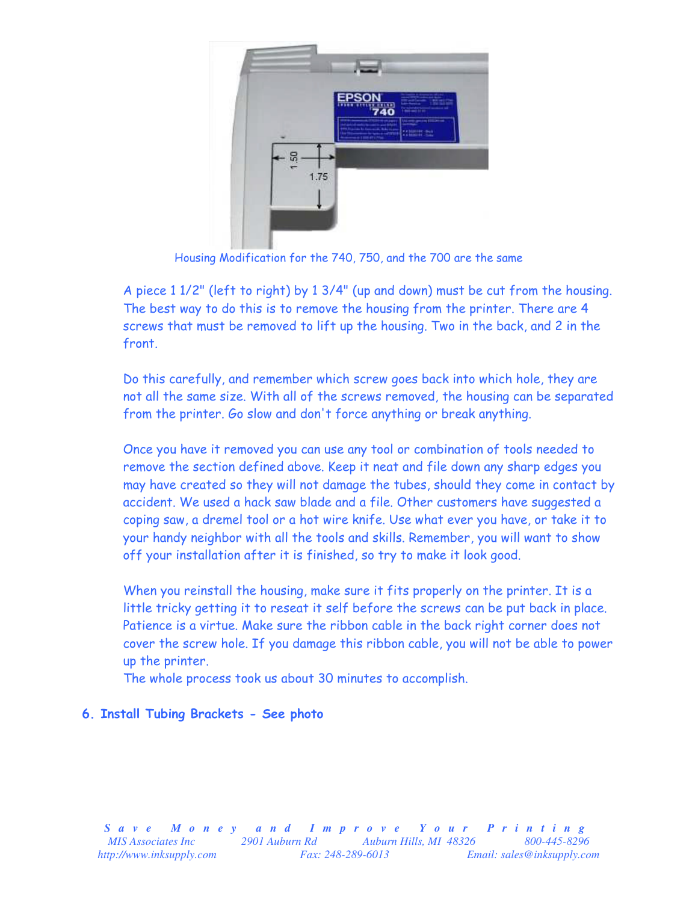Housing Modification for the 740, 750, and the 700 are the same

A piece 1 1/2" (left to right) by 1 3/4" (up and down) must be cut from the housing. The best way to do this is to remove the housing from the printer. There are 4 screws that must be removed to lift up the housing. Two in the back, and 2 in the front.

Do this carefully, and remember which screw goes back into which hole, they are not all the same size. With all of the screws removed, the housing can be separated from the printer. Go slow and don't force anything or break anything.

Once you have it removed you can use any tool or combination of tools needed to remove the section defined above. Keep it neat and file down any sharp edges you may have created so they will not damage the tubes, should they come in contact by accident. We used a hack saw blade and a file. Other customers have suggested a coping saw, a dremel tool or a hot wire knife. Use what ever you have, or take it to your handy neighbor with all the tools and skills. Remember, you will want to show off your installation after it is finished, so try to make it look good.

When you reinstall the housing, make sure it fits properly on the printer. It is a little tricky getting it to reseat it self before the screws can be put back in place. Patience is a virtue. Make sure the ribbon cable in the back right corner does not cover the screw hole. If you damage this ribbon cable, you will not be able to power up the printer.
The whole process took us about 30 minutes to accomplish.

**6. Install Tubing Brackets - See photo**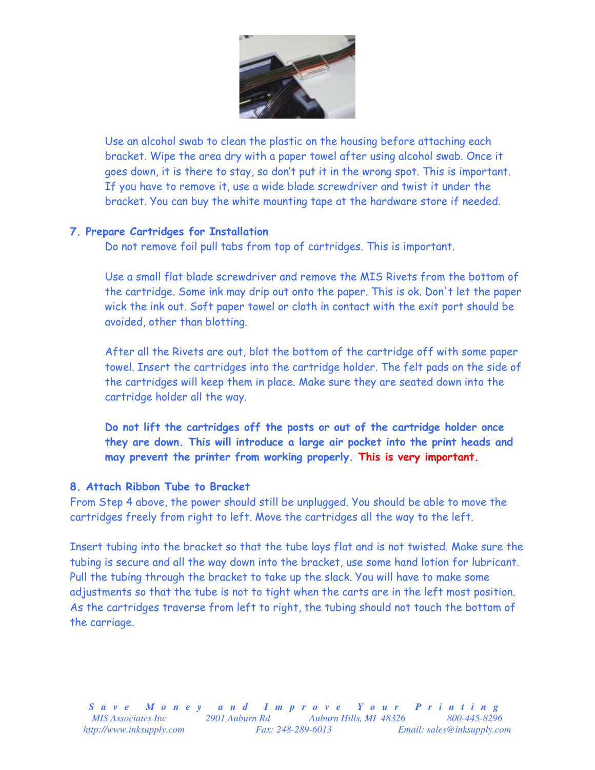Use an alcohol swab to clean the plastic on the housing before attaching each bracket. Wipe the area dry with a paper towel after using alcohol swab. Once it goes down, it is there to stay, so don't put it in the wrong spot. This is important. If you have to remove it, use a wide blade screwdriver and twist it under the bracket. You can buy the white mounting tape at the hardware store if needed.

### 7. Prepare Cartridges for Installation

Do not remove foil pull tabs from top of cartridges. This is important.

Use a small flat blade screwdriver and remove the MIS Rivets from the bottom of the cartridge. Some ink may drip out onto the paper. This is ok. Don't let the paper wick the ink out. Soft paper towel or cloth in contact with the exit port should be avoided, other than blotting.

After all the Rivets are out, blot the bottom of the cartridge off with some paper towel. Insert the cartridges into the cartridge holder. The felt pads on the side of the cartridges will keep them in place. Make sure they are seated down into the cartridge holder all the way.

**Do not lift the cartridges off the posts or out of the cartridge holder once they are down. This will introduce a large air pocket into the print heads and may prevent the printer from working properly. This is very important.**

### 8. Attach Ribbon Tube to Bracket

From Step 4 above, the power should still be unplugged. You should be able to move the cartridges freely from right to left. Move the cartridges all the way to the left.

Insert tubing into the bracket so that the tube lays flat and is not twisted. Make sure the tubing is secure and all the way down into the bracket, use some hand lotion for lubricant. Pull the tubing through the bracket to take up the slack. You will have to make some adjustments so that the tube is not to tight when the carts are in the left most position. As the cartridges traverse from left to right, the tubing should not touch the bottom of the carriage.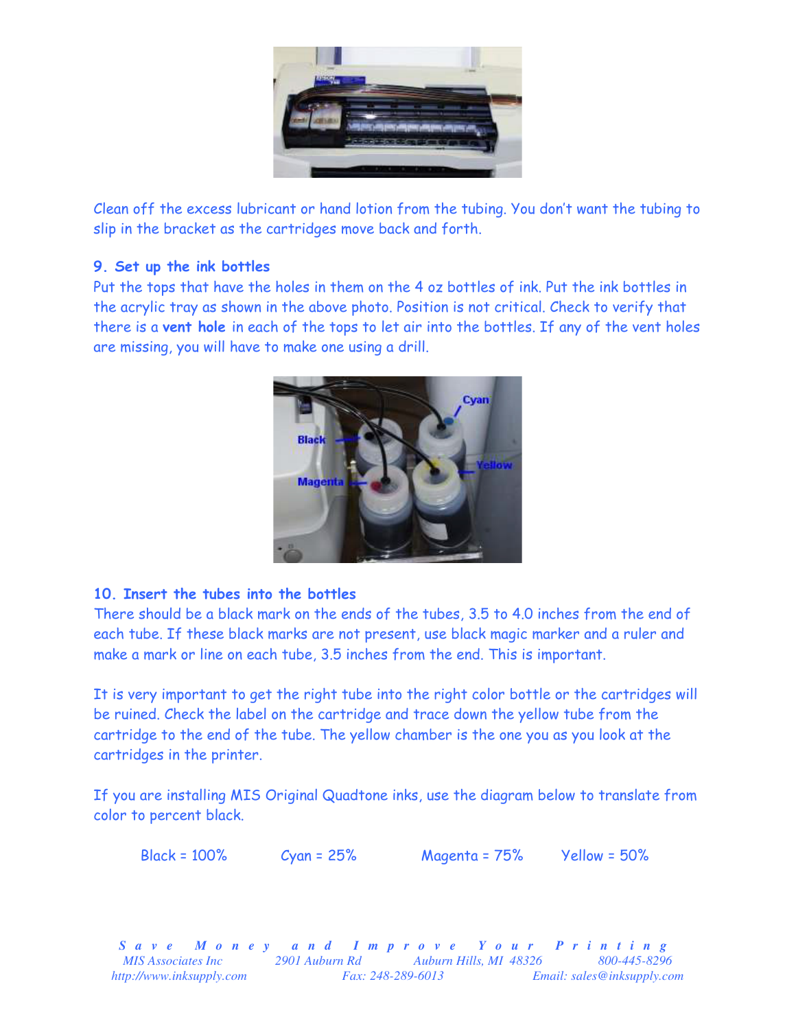Clean off the excess lubricant or hand lotion from the tubing. You don't want the tubing to slip in the bracket as the cartridges move back and forth.

### 9. Set up the ink bottles

Put the tops that have the holes in them on the 4 oz bottles of ink. Put the ink bottles in the acrylic tray as shown in the above photo. Position is not critical. Check to verify that there is a **vent hole** in each of the tops to let air into the bottles. If any of the vent holes are missing, you will have to make one using a drill.

### 10. Insert the tubes into the bottles

There should be a black mark on the ends of the tubes, 3.5 to 4.0 inches from the end of each tube. If these black marks are not present, use black magic marker and a ruler and make a mark or line on each tube, 3.5 inches from the end. This is important.

It is very important to get the right tube into the right color bottle or the cartridges will be ruined. Check the label on the cartridge and trace down the yellow tube from the cartridge to the end of the tube. The yellow chamber is the one you as you look at the cartridges in the printer.

If you are installing MIS Original Quadtone inks, use the diagram below to translate from color to percent black.

Black = 100%    Cyan = 25%    Magenta = 75%    Yellow = 50%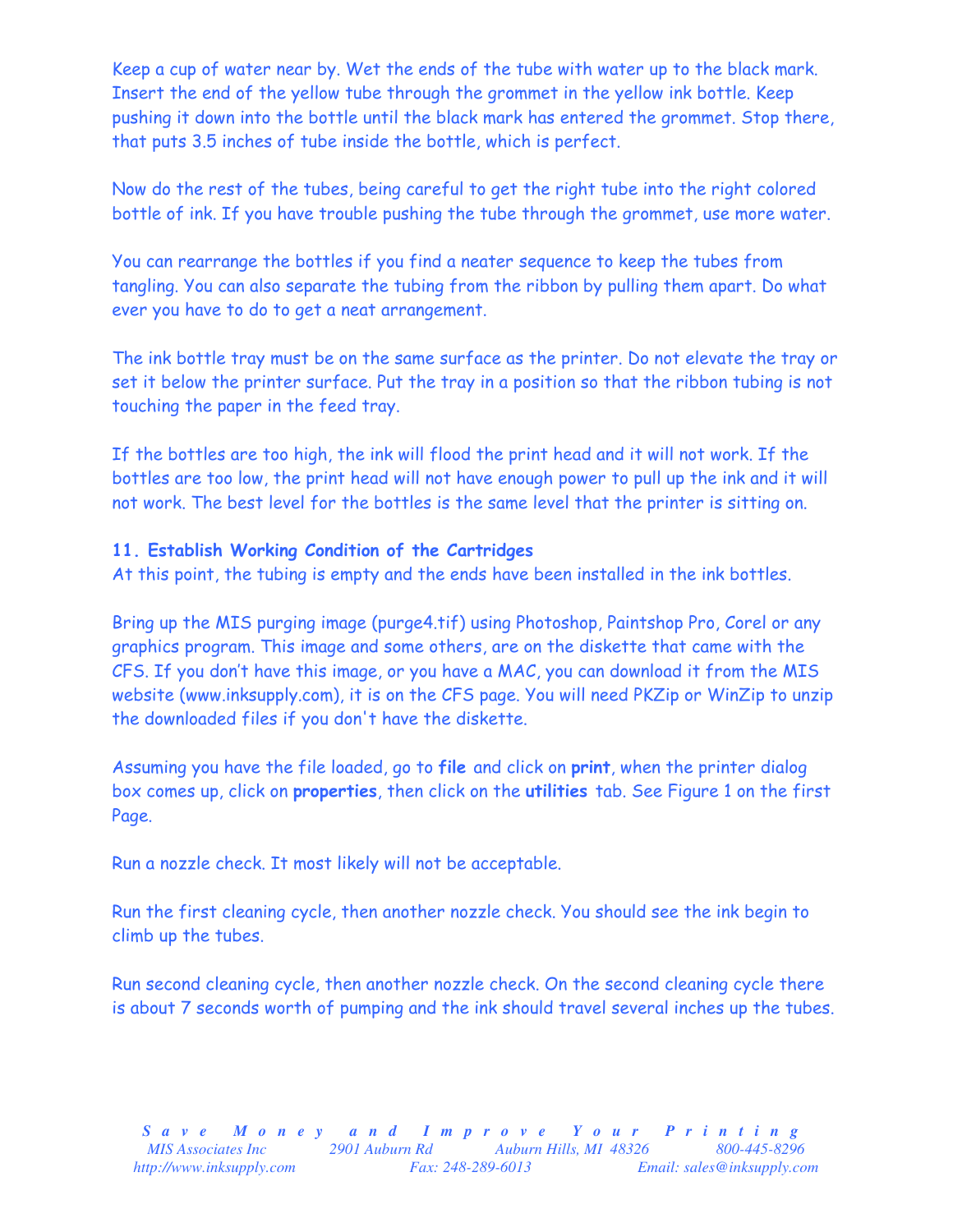Keep a cup of water near by. Wet the ends of the tube with water up to the black mark. Insert the end of the yellow tube through the grommet in the yellow ink bottle. Keep pushing it down into the bottle until the black mark has entered the grommet. Stop there, that puts 3.5 inches of tube inside the bottle, which is perfect.

Now do the rest of the tubes, being careful to get the right tube into the right colored bottle of ink. If you have trouble pushing the tube through the grommet, use more water.

You can rearrange the bottles if you find a neater sequence to keep the tubes from tangling. You can also separate the tubing from the ribbon by pulling them apart. Do what ever you have to do to get a neat arrangement.

The ink bottle tray must be on the same surface as the printer. Do not elevate the tray or set it below the printer surface. Put the tray in a position so that the ribbon tubing is not touching the paper in the feed tray.

If the bottles are too high, the ink will flood the print head and it will not work. If the bottles are too low, the print head will not have enough power to pull up the ink and it will not work. The best level for the bottles is the same level that the printer is sitting on.

**11. Establish Working Condition of the Cartridges**

At this point, the tubing is empty and the ends have been installed in the ink bottles.

Bring up the MIS purging image (purge4.tif) using Photoshop, Paintshop Pro, Corel or any graphics program. This image and some others, are on the diskette that came with the CFS. If you don't have this image, or you have a MAC, you can download it from the MIS website (www.inksupply.com), it is on the CFS page. You will need PKZip or WinZip to unzip the downloaded files if you don't have the diskette.

Assuming you have the file loaded, go to **file** and click on **print**, when the printer dialog box comes up, click on **properties**, then click on the **utilities** tab. See Figure 1 on the first Page.

Run a nozzle check. It most likely will not be acceptable.

Run the first cleaning cycle, then another nozzle check. You should see the ink begin to climb up the tubes.

Run second cleaning cycle, then another nozzle check. On the second cleaning cycle there is about 7 seconds worth of pumping and the ink should travel several inches up the tubes.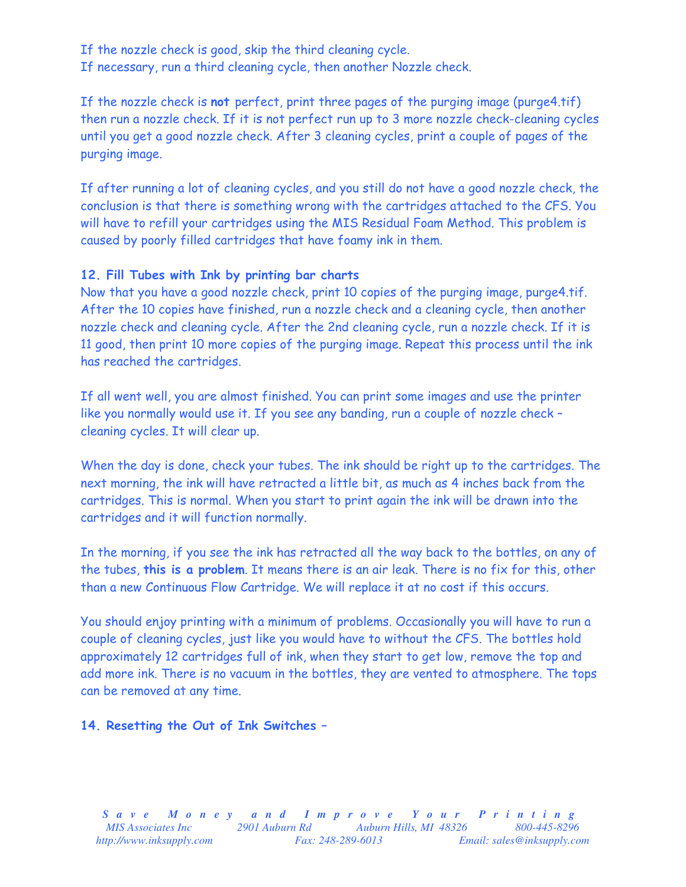If the nozzle check is good, skip the third cleaning cycle.
If necessary, run a third cleaning cycle, then another Nozzle check.

If the nozzle check is **not** perfect, print three pages of the purging image (purge4.tif) then run a nozzle check. If it is not perfect run up to 3 more nozzle check-cleaning cycles until you get a good nozzle check. After 3 cleaning cycles, print a couple of pages of the purging image.

If after running a lot of cleaning cycles, and you still do not have a good nozzle check, the conclusion is that there is something wrong with the cartridges attached to the CFS. You will have to refill your cartridges using the MIS Residual Foam Method. This problem is caused by poorly filled cartridges that have foamy ink in them.

**12. Fill Tubes with Ink by printing bar charts**

Now that you have a good nozzle check, print 10 copies of the purging image, purge4.tif. After the 10 copies have finished, run a nozzle check and a cleaning cycle, then another nozzle check and cleaning cycle. After the 2nd cleaning cycle, run a nozzle check. If it is 11 good, then print 10 more copies of the purging image. Repeat this process until the ink has reached the cartridges.

If all went well, you are almost finished. You can print some images and use the printer like you normally would use it. If you see any banding, run a couple of nozzle check – cleaning cycles. It will clear up.

When the day is done, check your tubes. The ink should be right up to the cartridges. The next morning, the ink will have retracted a little bit, as much as 4 inches back from the cartridges. This is normal. When you start to print again the ink will be drawn into the cartridges and it will function normally.

In the morning, if you see the ink has retracted all the way back to the bottles, on any of the tubes, **this is a problem**. It means there is an air leak. There is no fix for this, other than a new Continuous Flow Cartridge. We will replace it at no cost if this occurs.

You should enjoy printing with a minimum of problems. Occasionally you will have to run a couple of cleaning cycles, just like you would have to without the CFS. The bottles hold approximately 12 cartridges full of ink, when they start to get low, remove the top and add more ink. There is no vacuum in the bottles, they are vented to atmosphere. The tops can be removed at any time.

**14. Resetting the Out of Ink Switches –**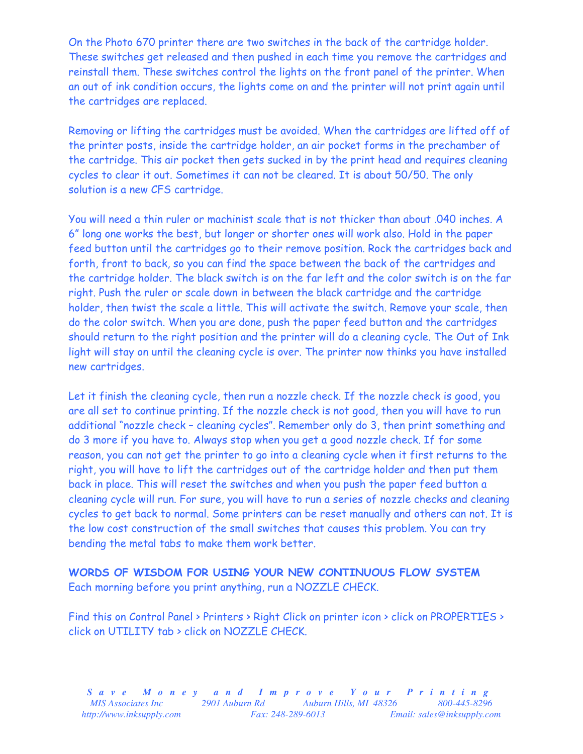On the Photo 670 printer there are two switches in the back of the cartridge holder. These switches get released and then pushed in each time you remove the cartridges and reinstall them. These switches control the lights on the front panel of the printer. When an out of ink condition occurs, the lights come on and the printer will not print again until the cartridges are replaced.

Removing or lifting the cartridges must be avoided. When the cartridges are lifted off of the printer posts, inside the cartridge holder, an air pocket forms in the prechamber of the cartridge. This air pocket then gets sucked in by the print head and requires cleaning cycles to clear it out. Sometimes it can not be cleared. It is about 50/50. The only solution is a new CFS cartridge.

You will need a thin ruler or machinist scale that is not thicker than about .040 inches. A 6" long one works the best, but longer or shorter ones will work also. Hold in the paper feed button until the cartridges go to their remove position. Rock the cartridges back and forth, front to back, so you can find the space between the back of the cartridges and the cartridge holder. The black switch is on the far left and the color switch is on the far right. Push the ruler or scale down in between the black cartridge and the cartridge holder, then twist the scale a little. This will activate the switch. Remove your scale, then do the color switch. When you are done, push the paper feed button and the cartridges should return to the right position and the printer will do a cleaning cycle. The Out of Ink light will stay on until the cleaning cycle is over. The printer now thinks you have installed new cartridges.

Let it finish the cleaning cycle, then run a nozzle check. If the nozzle check is good, you are all set to continue printing. If the nozzle check is not good, then you will have to run additional "nozzle check – cleaning cycles". Remember only do 3, then print something and do 3 more if you have to. Always stop when you get a good nozzle check. If for some reason, you can not get the printer to go into a cleaning cycle when it first returns to the right, you will have to lift the cartridges out of the cartridge holder and then put them back in place. This will reset the switches and when you push the paper feed button a cleaning cycle will run. For sure, you will have to run a series of nozzle checks and cleaning cycles to get back to normal. Some printers can be reset manually and others can not. It is the low cost construction of the small switches that causes this problem. You can try bending the metal tabs to make them work better.

**WORDS OF WISDOM FOR USING YOUR NEW CONTINUOUS FLOW SYSTEM**
Each morning before you print anything, run a NOZZLE CHECK.

Find this on Control Panel > Printers > Right Click on printer icon > click on PROPERTIES > click on UTILITY tab > click on NOZZLE CHECK.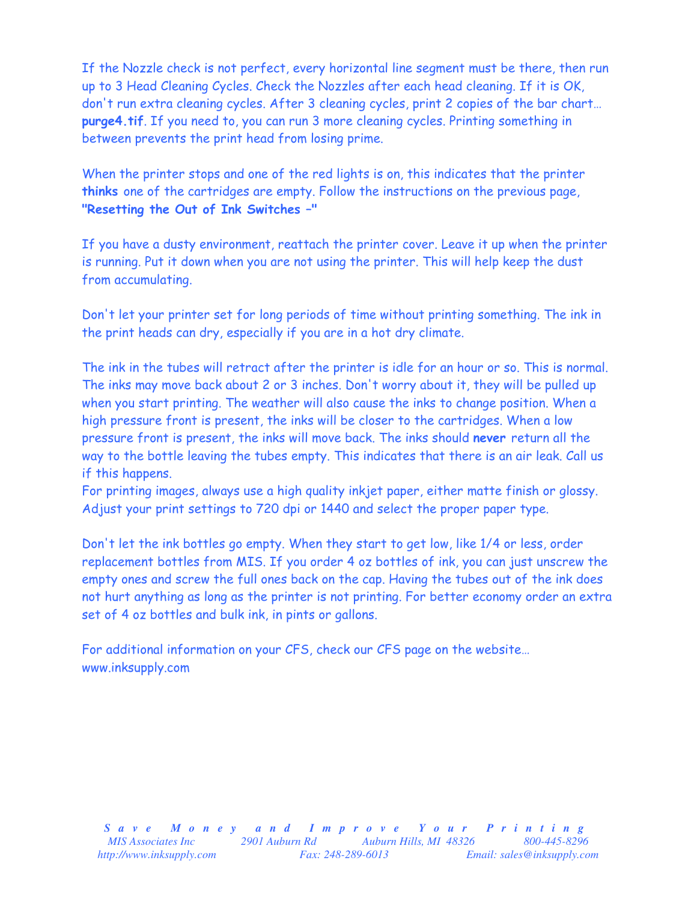If the Nozzle check is not perfect, every horizontal line segment must be there, then run up to 3 Head Cleaning Cycles. Check the Nozzles after each head cleaning. If it is OK, don't run extra cleaning cycles. After 3 cleaning cycles, print 2 copies of the bar chart… **purge4.tif**. If you need to, you can run 3 more cleaning cycles. Printing something in between prevents the print head from losing prime.

When the printer stops and one of the red lights is on, this indicates that the printer **thinks** one of the cartridges are empty. Follow the instructions on the previous page, **"Resetting the Out of Ink Switches –"**

If you have a dusty environment, reattach the printer cover. Leave it up when the printer is running. Put it down when you are not using the printer. This will help keep the dust from accumulating.

Don't let your printer set for long periods of time without printing something. The ink in the print heads can dry, especially if you are in a hot dry climate.

The ink in the tubes will retract after the printer is idle for an hour or so. This is normal. The inks may move back about 2 or 3 inches. Don't worry about it, they will be pulled up when you start printing. The weather will also cause the inks to change position. When a high pressure front is present, the inks will be closer to the cartridges. When a low pressure front is present, the inks will move back. The inks should **never** return all the way to the bottle leaving the tubes empty. This indicates that there is an air leak. Call us if this happens.

For printing images, always use a high quality inkjet paper, either matte finish or glossy. Adjust your print settings to 720 dpi or 1440 and select the proper paper type.

Don't let the ink bottles go empty. When they start to get low, like 1/4 or less, order replacement bottles from MIS. If you order 4 oz bottles of ink, you can just unscrew the empty ones and screw the full ones back on the cap. Having the tubes out of the ink does not hurt anything as long as the printer is not printing. For better economy order an extra set of 4 oz bottles and bulk ink, in pints or gallons.

For additional information on your CFS, check our CFS page on the website… www.inksupply.com